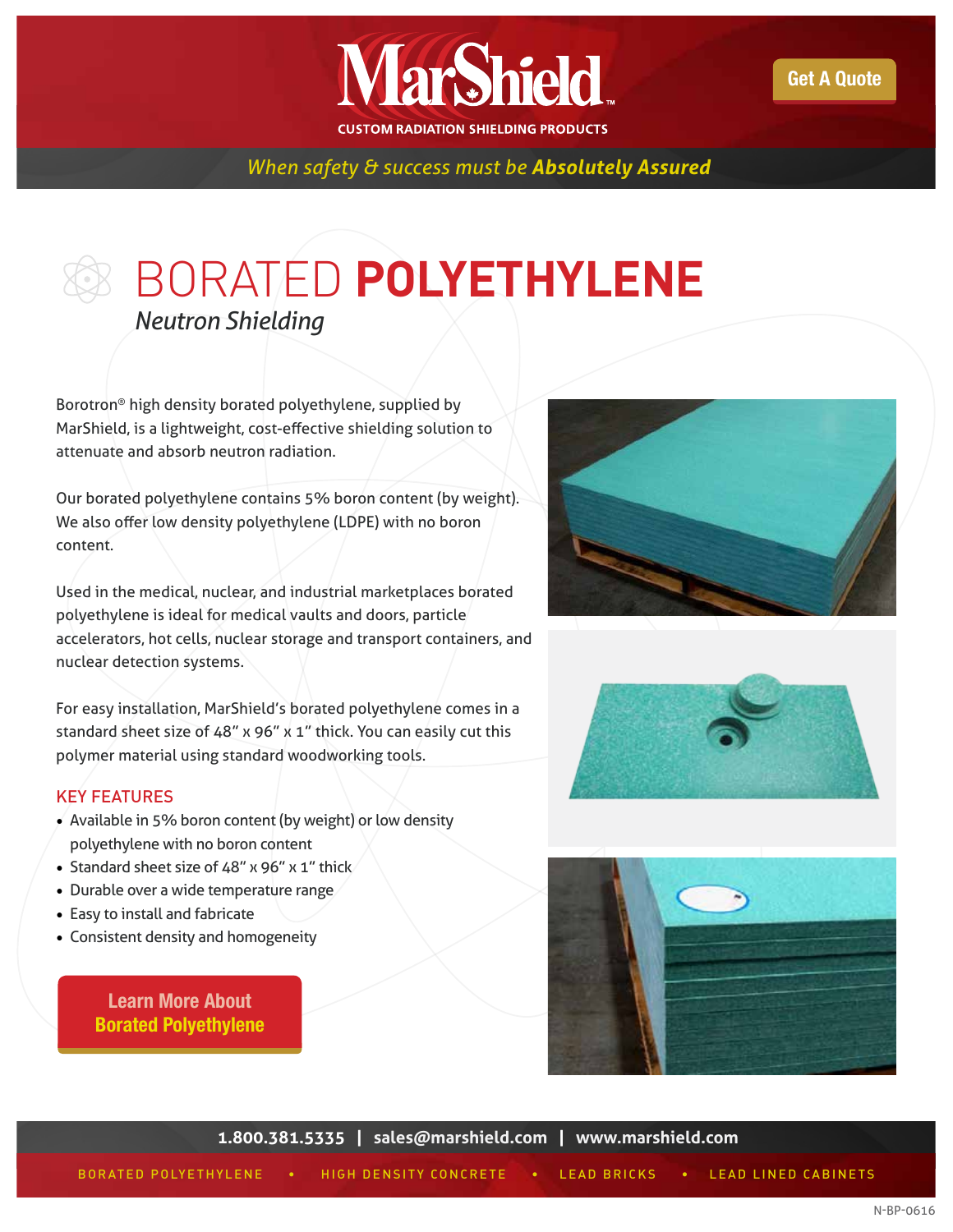# MarShield

CUSTOM RADIATION SHIELDING PRODUCTS

Get A Quote

*When safety & success must be **Absolutely Assured***

# BORATED **POLYETHYLENE**

*Neutron Shielding*

Borotron® high density borated polyethylene, supplied by MarShield, is a lightweight, cost-effective shielding solution to attenuate and absorb neutron radiation.

Our borated polyethylene contains 5% boron content (by weight). We also offer low density polyethylene (LDPE) with no boron content.

Used in the medical, nuclear, and industrial marketplaces borated polyethylene is ideal for medical vaults and doors, particle accelerators, hot cells, nuclear storage and transport containers, and nuclear detection systems.

For easy installation, MarShield's borated polyethylene comes in a standard sheet size of 48" x 96" x 1" thick. You can easily cut this polymer material using standard woodworking tools.

## KEY FEATURES

- Available in 5% boron content (by weight) or low density polyethylene with no boron content
- Standard sheet size of 48" x 96" x 1" thick
- Durable over a wide temperature range
- Easy to install and fabricate
- Consistent density and homogeneity

Learn More About Borated Polyethylene

**1.800.381.5335 | sales@marshield.com | www.marshield.com**

BORATED POLYETHYLENE • HIGH DENSITY CONCRETE • LEAD BRICKS • LEAD LINED CABINETS

N-BP-0616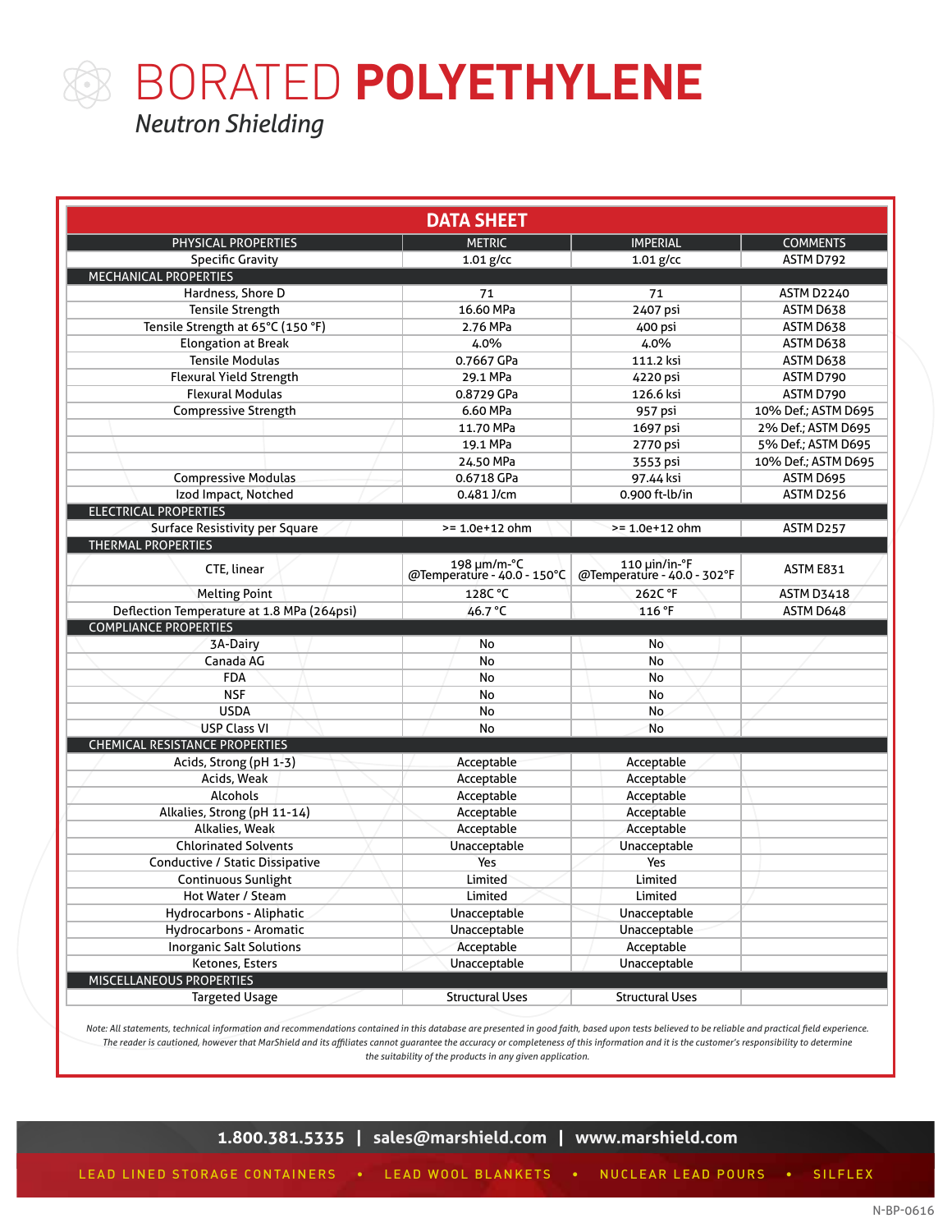# BORATED **POLYETHYLENE**

*Neutron Shielding*

| DATA SHEET | | | |
|---|---|---|---|
| PHYSICAL PROPERTIES | METRIC | IMPERIAL | COMMENTS |
| Specific Gravity | 1.01 g/cc | 1.01 g/cc | ASTM D792 |
| MECHANICAL PROPERTIES | | | |
| Hardness, Shore D | 71 | 71 | ASTM D2240 |
| Tensile Strength | 16.60 MPa | 2407 psi | ASTM D638 |
| Tensile Strength at 65°C (150 °F) | 2.76 MPa | 400 psi | ASTM D638 |
| Elongation at Break | 4.0% | 4.0% | ASTM D638 |
| Tensile Modulas | 0.7667 GPa | 111.2 ksi | ASTM D638 |
| Flexural Yield Strength | 29.1 MPa | 4220 psi | ASTM D790 |
| Flexural Modulas | 0.8729 GPa | 126.6 ksi | ASTM D790 |
| Compressive Strength | 6.60 MPa | 957 psi | 10% Def.; ASTM D695 |
| | 11.70 MPa | 1697 psi | 2% Def.; ASTM D695 |
| | 19.1 MPa | 2770 psi | 5% Def.; ASTM D695 |
| | 24.50 MPa | 3553 psi | 10% Def.; ASTM D695 |
| Compressive Modulas | 0.6718 GPa | 97.44 ksi | ASTM D695 |
| Izod Impact, Notched | 0.481 J/cm | 0.900 ft-lb/in | ASTM D256 |
| ELECTRICAL PROPERTIES | | | |
| Surface Resistivity per Square | >= 1.0e+12 ohm | >= 1.0e+12 ohm | ASTM D257 |
| THERMAL PROPERTIES | | | |
| CTE, linear | 198 µm/m-°C @Temperature - 40.0 - 150°C | 110 µin/in-°F @Temperature - 40.0 - 302°F | ASTM E831 |
| Melting Point | 128C °C | 262C °F | ASTM D3418 |
| Deflection Temperature at 1.8 MPa (264psi) | 46.7 °C | 116 °F | ASTM D648 |
| COMPLIANCE PROPERTIES | | | |
| 3A-Dairy | No | No | |
| Canada AG | No | No | |
| FDA | No | No | |
| NSF | No | No | |
| USDA | No | No | |
| USP Class VI | No | No | |
| CHEMICAL RESISTANCE PROPERTIES | | | |
| Acids, Strong (pH 1-3) | Acceptable | Acceptable | |
| Acids, Weak | Acceptable | Acceptable | |
| Alcohols | Acceptable | Acceptable | |
| Alkalies, Strong (pH 11-14) | Acceptable | Acceptable | |
| Alkalies, Weak | Acceptable | Acceptable | |
| Chlorinated Solvents | Unacceptable | Unacceptable | |
| Conductive / Static Dissipative | Yes | Yes | |
| Continuous Sunlight | Limited | Limited | |
| Hot Water / Steam | Limited | Limited | |
| Hydrocarbons - Aliphatic | Unacceptable | Unacceptable | |
| Hydrocarbons - Aromatic | Unacceptable | Unacceptable | |
| Inorganic Salt Solutions | Acceptable | Acceptable | |
| Ketones, Esters | Unacceptable | Unacceptable | |
| MISCELLANEOUS PROPERTIES | | | |
| Targeted Usage | Structural Uses | Structural Uses | |

*Note: All statements, technical information and recommendations contained in this database are presented in good faith, based upon tests believed to be reliable and practical field experience. The reader is cautioned, however that MarShield and its affiliates cannot guarantee the accuracy or completeness of this information and it is the customer's responsibility to determine the suitability of the products in any given application.*

**1.800.381.5335 | sales@marshield.com | www.marshield.com**

LEAD LINED STORAGE CONTAINERS • LEAD WOOL BLANKETS • NUCLEAR LEAD POURS • SILFLEX

N-BP-0616